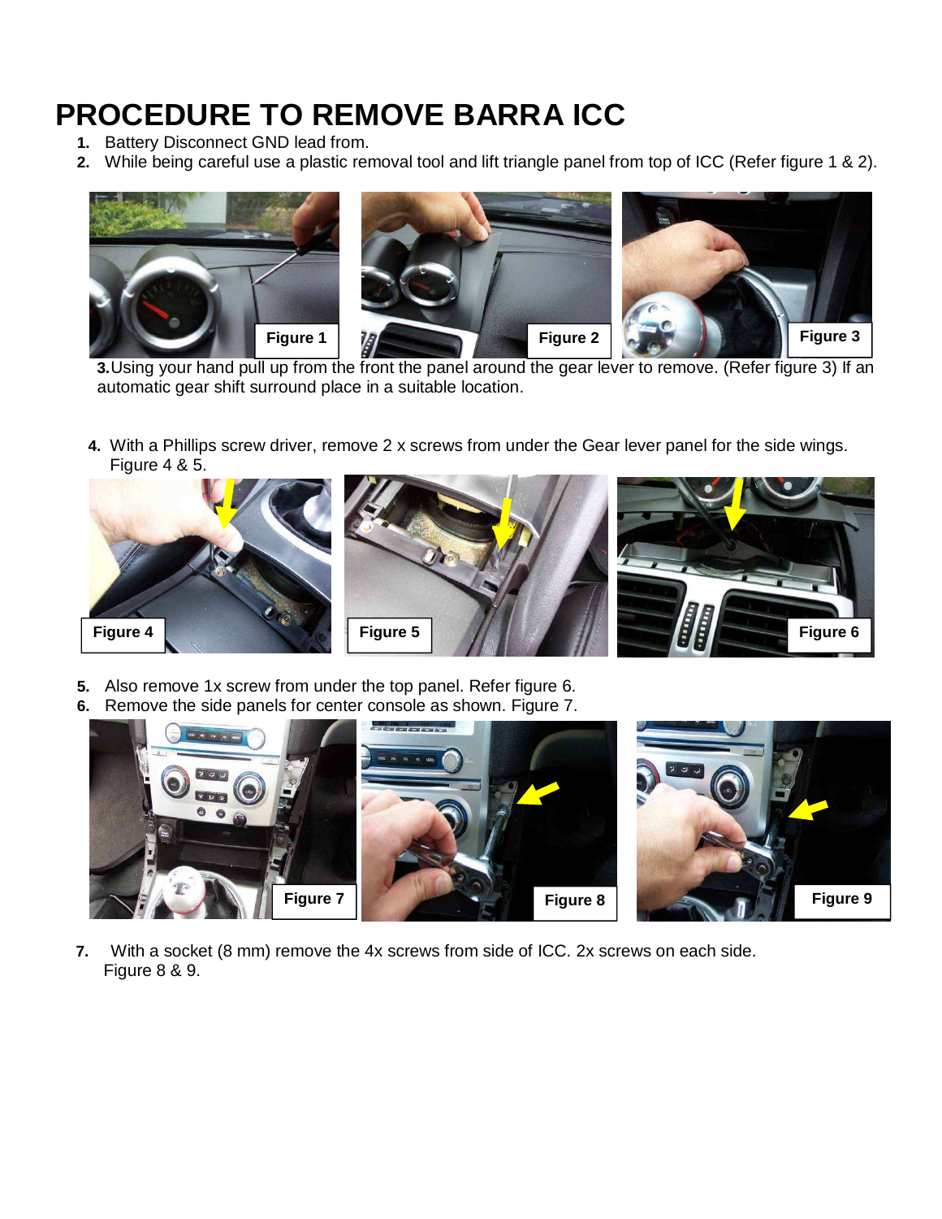# PROCEDURE TO REMOVE BARRA ICC

1. Battery Disconnect GND lead from.
2. While being careful use a plastic removal tool and lift triangle panel from top of ICC (Refer figure 1 & 2).

Figure 1

Figure 2

Figure 3

3. Using your hand pull up from the front the panel around the gear lever to remove. (Refer figure 3) If an automatic gear shift surround place in a suitable location.

4. With a Phillips screw driver, remove 2 x screws from under the Gear lever panel for the side wings. Figure 4 & 5.

Figure 4

Figure 5

Figure 6

5. Also remove 1x screw from under the top panel. Refer figure 6.
6. Remove the side panels for center console as shown. Figure 7.

Figure 7

Figure 8

Figure 9

7. With a socket (8 mm) remove the 4x screws from side of ICC. 2x screws on each side. Figure 8 & 9.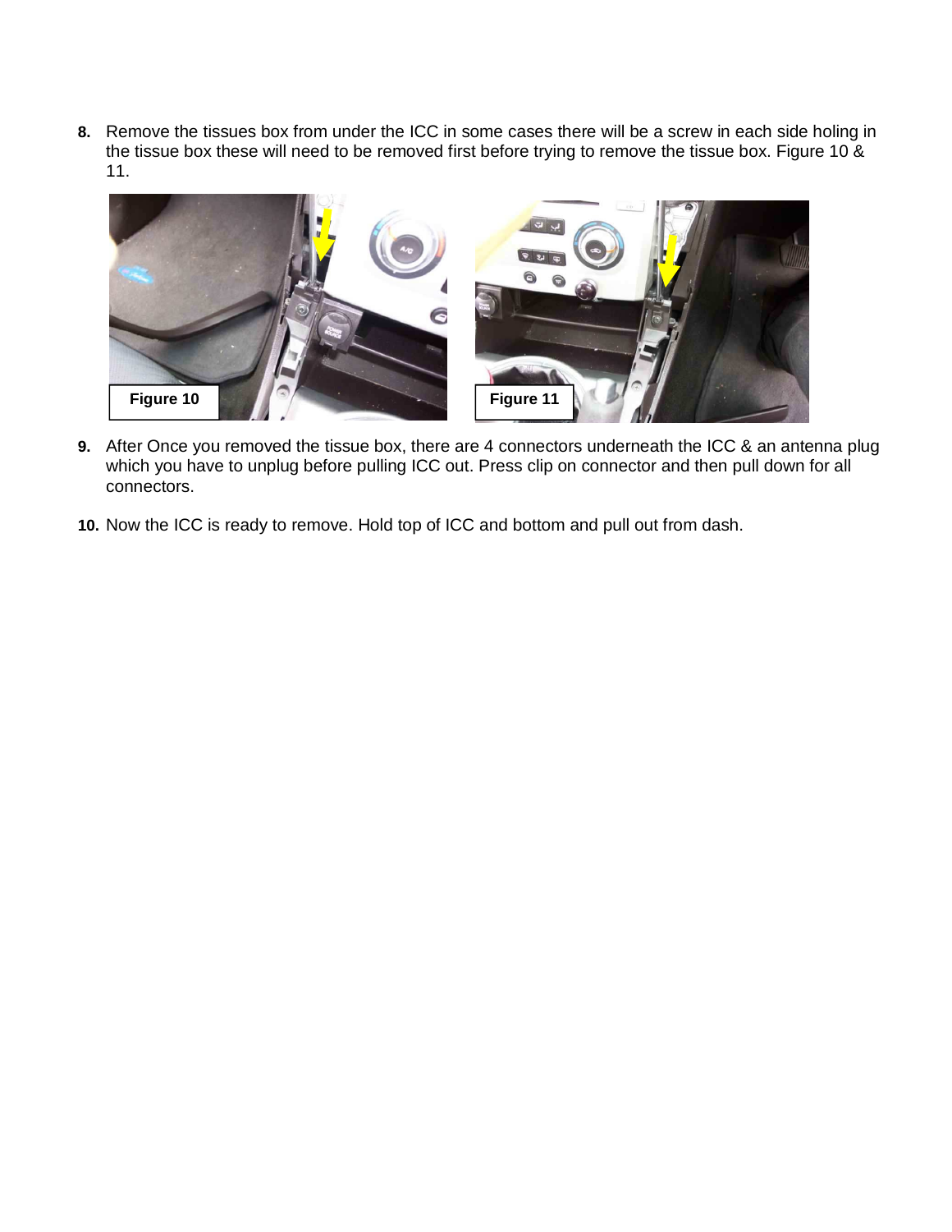8. Remove the tissues box from under the ICC in some cases there will be a screw in each side holing in the tissue box these will need to be removed first before trying to remove the tissue box. Figure 10 & 11.

Figure 10

Figure 11

9. After Once you removed the tissue box, there are 4 connectors underneath the ICC & an antenna plug which you have to unplug before pulling ICC out. Press clip on connector and then pull down for all connectors.

10. Now the ICC is ready to remove. Hold top of ICC and bottom and pull out from dash.